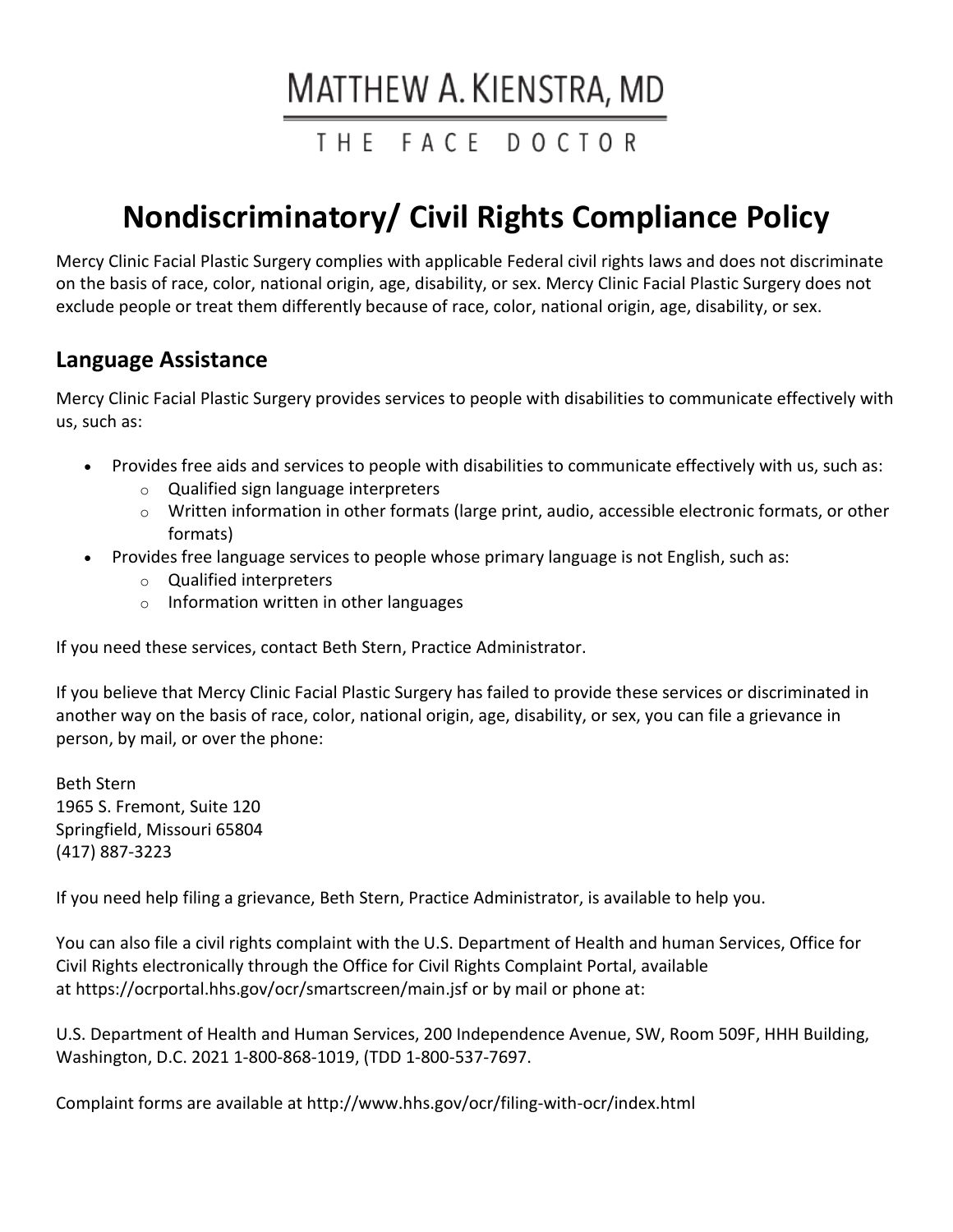# MATTHEW A. KIENSTRA, MD

THE FACE DOCTOR

# Nondiscriminatory/ Civil Rights Compliance Policy

Mercy Clinic Facial Plastic Surgery complies with applicable Federal civil rights laws and does not discriminate on the basis of race, color, national origin, age, disability, or sex. Mercy Clinic Facial Plastic Surgery does not exclude people or treat them differently because of race, color, national origin, age, disability, or sex.

## Language Assistance

Mercy Clinic Facial Plastic Surgery provides services to people with disabilities to communicate effectively with us, such as:

- Provides free aids and services to people with disabilities to communicate effectively with us, such as:
  - Qualified sign language interpreters
  - Written information in other formats (large print, audio, accessible electronic formats, or other formats)
- Provides free language services to people whose primary language is not English, such as:
  - Qualified interpreters
  - Information written in other languages

If you need these services, contact Beth Stern, Practice Administrator.

If you believe that Mercy Clinic Facial Plastic Surgery has failed to provide these services or discriminated in another way on the basis of race, color, national origin, age, disability, or sex, you can file a grievance in person, by mail, or over the phone:

Beth Stern
1965 S. Fremont, Suite 120
Springfield, Missouri 65804
(417) 887-3223

If you need help filing a grievance, Beth Stern, Practice Administrator, is available to help you.

You can also file a civil rights complaint with the U.S. Department of Health and human Services, Office for Civil Rights electronically through the Office for Civil Rights Complaint Portal, available at https://ocrportal.hhs.gov/ocr/smartscreen/main.jsf or by mail or phone at:

U.S. Department of Health and Human Services, 200 Independence Avenue, SW, Room 509F, HHH Building, Washington, D.C. 2021 1-800-868-1019, (TDD 1-800-537-7697.

Complaint forms are available at http://www.hhs.gov/ocr/filing-with-ocr/index.html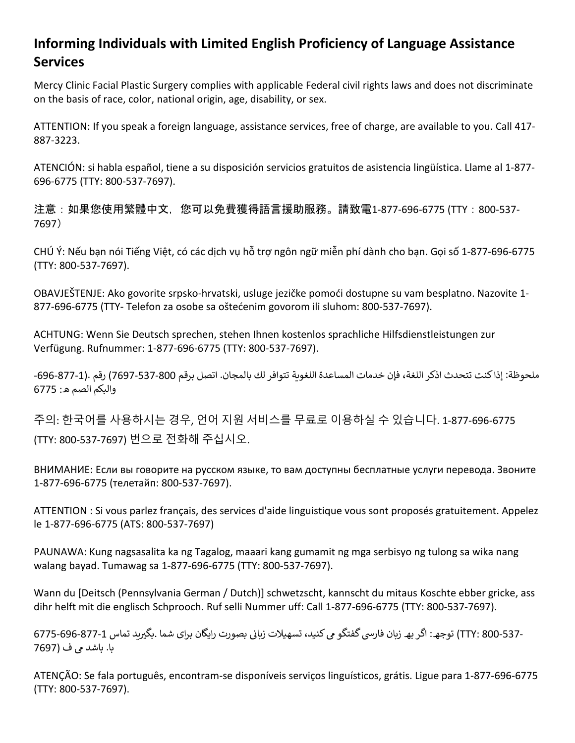## Informing Individuals with Limited English Proficiency of Language Assistance Services

Mercy Clinic Facial Plastic Surgery complies with applicable Federal civil rights laws and does not discriminate on the basis of race, color, national origin, age, disability, or sex.

ATTENTION: If you speak a foreign language, assistance services, free of charge, are available to you. Call 417-887-3223.

ATENCIÓN: si habla español, tiene a su disposición servicios gratuitos de asistencia lingüística. Llame al 1-877-696-6775 (TTY: 800-537-7697).

注意：如果您使用繁體中文，您可以免費獲得語言援助服務。請致電1-877-696-6775 (TTY：800-537-7697）

CHÚ Ý: Nếu bạn nói Tiếng Việt, có các dịch vụ hỗ trợ ngôn ngữ miễn phí dành cho bạn. Gọi số 1-877-696-6775 (TTY: 800-537-7697).

OBAVJEŠTENJE: Ako govorite srpsko-hrvatski, usluge jezičke pomoći dostupne su vam besplatno. Nazovite 1-877-696-6775 (TTY- Telefon za osobe sa oštećenim govorom ili sluhom: 800-537-7697).

ACHTUNG: Wenn Sie Deutsch sprechen, stehen Ihnen kostenlos sprachliche Hilfsdienstleistungen zur Verfügung. Rufnummer: 1-877-696-6775 (TTY: 800-537-7697).

ملحوظة: إذا كنت تتحدث اذكر اللغة، فإن خدمات المساعدة اللغوية تتوافر لك بالمجان. اتصل برقم 800-537-7697) رقم .(1-877-696-6775 والبكم الصم هـ:

주의: 한국어를 사용하시는 경우, 언어 지원 서비스를 무료로 이용하실 수 있습니다. 1-877-696-6775 (TTY: 800-537-7697) 번으로 전화해 주십시오.

ВНИМАНИЕ: Если вы говорите на русском языке, то вам доступны бесплатные услуги перевода. Звоните 1-877-696-6775 (телетайп: 800-537-7697).

ATTENTION : Si vous parlez français, des services d'aide linguistique vous sont proposés gratuitement. Appelez le 1-877-696-6775 (ATS: 800-537-7697)

PAUNAWA: Kung nagsasalita ka ng Tagalog, maaari kang gumamit ng mga serbisyo ng tulong sa wika nang walang bayad. Tumawag sa 1-877-696-6775 (TTY: 800-537-7697).

Wann du [Deitsch (Pennsylvania German / Dutch)] schwetzscht, kannscht du mitaus Koschte ebber gricke, ass dihr helft mit die englisch Schprooch. Ruf selli Nummer uff: Call 1-877-696-6775 (TTY: 800-537-7697).

توجه: اگر به زبان فارسی گفتگو می کنید، تسهیلات زبانی بصورت رایگان برای شما .بگیرید تماس 1-877-696-6775 (TTY: 800-537-7697) با. باشد می ف

ATENÇÃO: Se fala português, encontram-se disponíveis serviços linguísticos, grátis. Ligue para 1-877-696-6775 (TTY: 800-537-7697).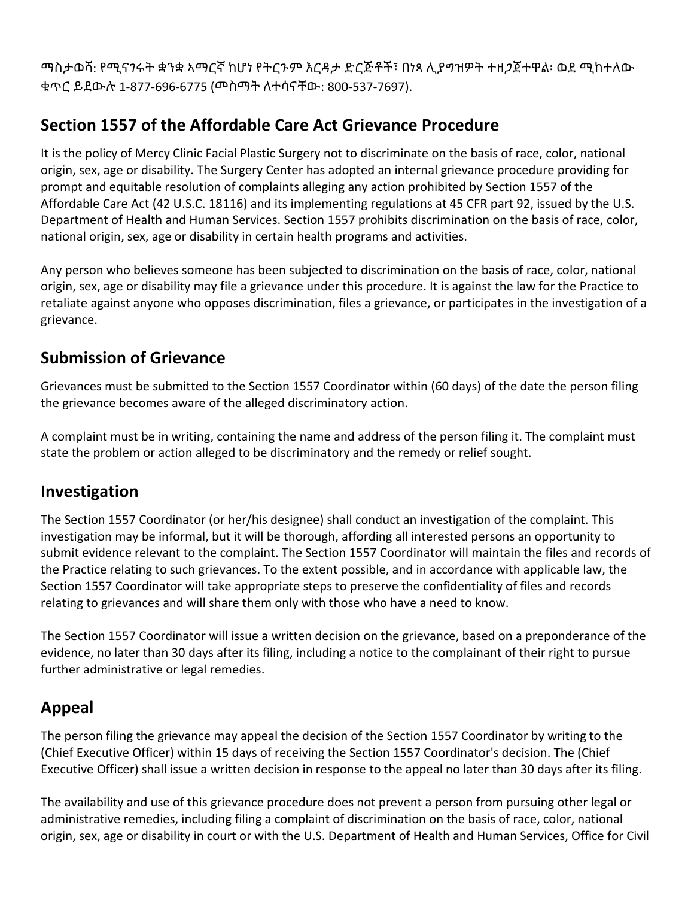ማስታወሻ: የሚናገሩት ቋንቋ ኣማርኛ ከሆነ የትርጉም እርዳታ ድርጅቶች፣ በነጻ ሊያግዝዎት ተዘጋጀተዋል፡ ወደ ሚከተለው ቁጥር ይደውሉ 1-877-696-6775 (መስማት ለተሳናቸው: 800-537-7697).

## Section 1557 of the Affordable Care Act Grievance Procedure

It is the policy of Mercy Clinic Facial Plastic Surgery not to discriminate on the basis of race, color, national origin, sex, age or disability. The Surgery Center has adopted an internal grievance procedure providing for prompt and equitable resolution of complaints alleging any action prohibited by Section 1557 of the Affordable Care Act (42 U.S.C. 18116) and its implementing regulations at 45 CFR part 92, issued by the U.S. Department of Health and Human Services. Section 1557 prohibits discrimination on the basis of race, color, national origin, sex, age or disability in certain health programs and activities.

Any person who believes someone has been subjected to discrimination on the basis of race, color, national origin, sex, age or disability may file a grievance under this procedure. It is against the law for the Practice to retaliate against anyone who opposes discrimination, files a grievance, or participates in the investigation of a grievance.

## Submission of Grievance

Grievances must be submitted to the Section 1557 Coordinator within (60 days) of the date the person filing the grievance becomes aware of the alleged discriminatory action.

A complaint must be in writing, containing the name and address of the person filing it. The complaint must state the problem or action alleged to be discriminatory and the remedy or relief sought.

## Investigation

The Section 1557 Coordinator (or her/his designee) shall conduct an investigation of the complaint. This investigation may be informal, but it will be thorough, affording all interested persons an opportunity to submit evidence relevant to the complaint. The Section 1557 Coordinator will maintain the files and records of the Practice relating to such grievances. To the extent possible, and in accordance with applicable law, the Section 1557 Coordinator will take appropriate steps to preserve the confidentiality of files and records relating to grievances and will share them only with those who have a need to know.

The Section 1557 Coordinator will issue a written decision on the grievance, based on a preponderance of the evidence, no later than 30 days after its filing, including a notice to the complainant of their right to pursue further administrative or legal remedies.

## Appeal

The person filing the grievance may appeal the decision of the Section 1557 Coordinator by writing to the (Chief Executive Officer) within 15 days of receiving the Section 1557 Coordinator's decision. The (Chief Executive Officer) shall issue a written decision in response to the appeal no later than 30 days after its filing.

The availability and use of this grievance procedure does not prevent a person from pursuing other legal or administrative remedies, including filing a complaint of discrimination on the basis of race, color, national origin, sex, age or disability in court or with the U.S. Department of Health and Human Services, Office for Civil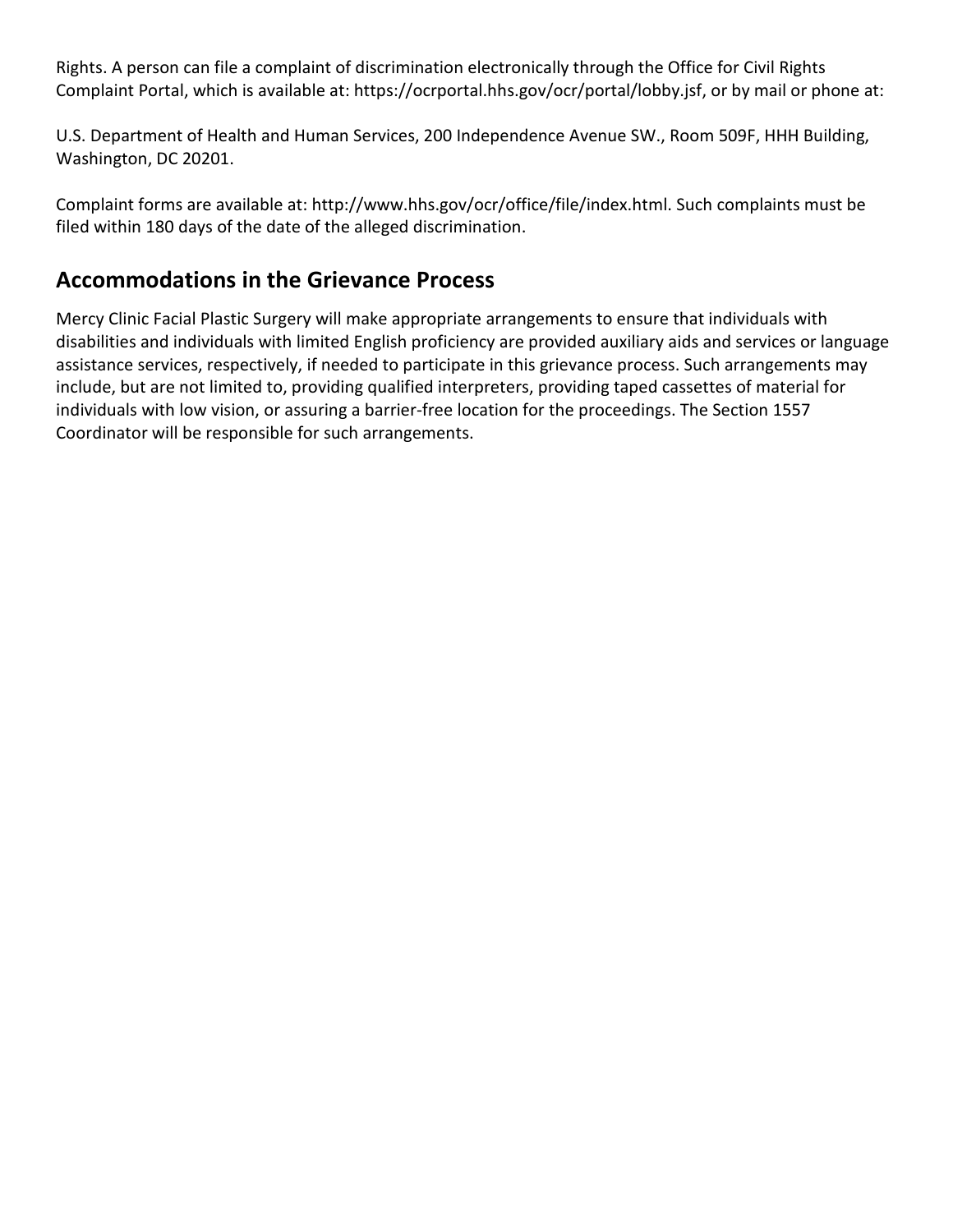Rights. A person can file a complaint of discrimination electronically through the Office for Civil Rights Complaint Portal, which is available at: https://ocrportal.hhs.gov/ocr/portal/lobby.jsf, or by mail or phone at:

U.S. Department of Health and Human Services, 200 Independence Avenue SW., Room 509F, HHH Building, Washington, DC 20201.

Complaint forms are available at: http://www.hhs.gov/ocr/office/file/index.html. Such complaints must be filed within 180 days of the date of the alleged discrimination.

## Accommodations in the Grievance Process

Mercy Clinic Facial Plastic Surgery will make appropriate arrangements to ensure that individuals with disabilities and individuals with limited English proficiency are provided auxiliary aids and services or language assistance services, respectively, if needed to participate in this grievance process. Such arrangements may include, but are not limited to, providing qualified interpreters, providing taped cassettes of material for individuals with low vision, or assuring a barrier-free location for the proceedings. The Section 1557 Coordinator will be responsible for such arrangements.